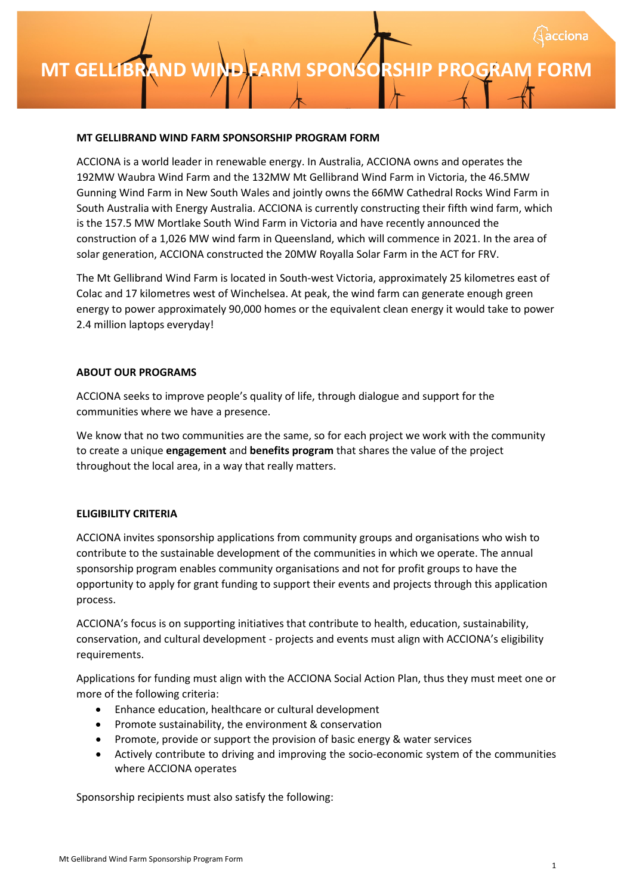# MT GELLIBRAND WIND FARM SPONSORSHIP PROGRAM FORM

**MT GELLIBRAND WIND FARM SPONSORSHIP PROGRAM FORM**

ACCIONA is a world leader in renewable energy. In Australia, ACCIONA owns and operates the 192MW Waubra Wind Farm and the 132MW Mt Gellibrand Wind Farm in Victoria, the 46.5MW Gunning Wind Farm in New South Wales and jointly owns the 66MW Cathedral Rocks Wind Farm in South Australia with Energy Australia. ACCIONA is currently constructing their fifth wind farm, which is the 157.5 MW Mortlake South Wind Farm in Victoria and have recently announced the construction of a 1,026 MW wind farm in Queensland, which will commence in 2021. In the area of solar generation, ACCIONA constructed the 20MW Royalla Solar Farm in the ACT for FRV.

The Mt Gellibrand Wind Farm is located in South-west Victoria, approximately 25 kilometres east of Colac and 17 kilometres west of Winchelsea. At peak, the wind farm can generate enough green energy to power approximately 90,000 homes or the equivalent clean energy it would take to power 2.4 million laptops everyday!

**ABOUT OUR PROGRAMS**

ACCIONA seeks to improve people's quality of life, through dialogue and support for the communities where we have a presence.

We know that no two communities are the same, so for each project we work with the community to create a unique **engagement** and **benefits program** that shares the value of the project throughout the local area, in a way that really matters.

**ELIGIBILITY CRITERIA**

ACCIONA invites sponsorship applications from community groups and organisations who wish to contribute to the sustainable development of the communities in which we operate. The annual sponsorship program enables community organisations and not for profit groups to have the opportunity to apply for grant funding to support their events and projects through this application process.

ACCIONA's focus is on supporting initiatives that contribute to health, education, sustainability, conservation, and cultural development - projects and events must align with ACCIONA's eligibility requirements.

Applications for funding must align with the ACCIONA Social Action Plan, thus they must meet one or more of the following criteria:

- Enhance education, healthcare or cultural development
- Promote sustainability, the environment & conservation
- Promote, provide or support the provision of basic energy & water services
- Actively contribute to driving and improving the socio-economic system of the communities where ACCIONA operates

Sponsorship recipients must also satisfy the following: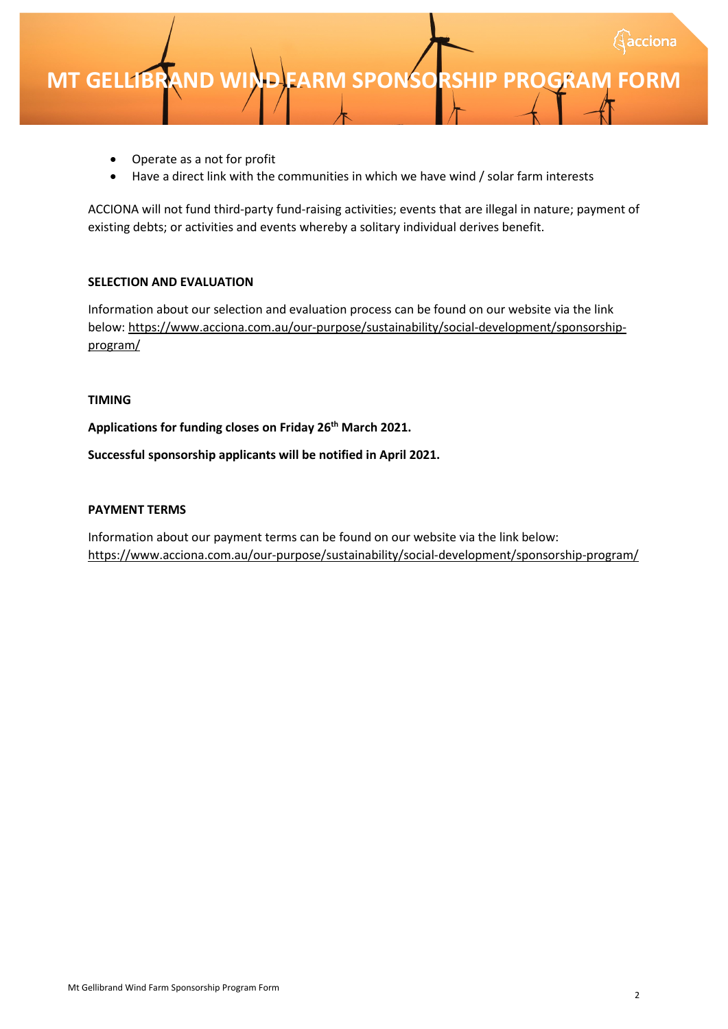- Operate as a not for profit
- Have a direct link with the communities in which we have wind / solar farm interests

ACCIONA will not fund third-party fund-raising activities; events that are illegal in nature; payment of existing debts; or activities and events whereby a solitary individual derives benefit.

**SELECTION AND EVALUATION**

Information about our selection and evaluation process can be found on our website via the link below: https://www.acciona.com.au/our-purpose/sustainability/social-development/sponsorship-program/

**TIMING**

**Applications for funding closes on Friday 26th March 2021.**

**Successful sponsorship applicants will be notified in April 2021.**

**PAYMENT TERMS**

Information about our payment terms can be found on our website via the link below: https://www.acciona.com.au/our-purpose/sustainability/social-development/sponsorship-program/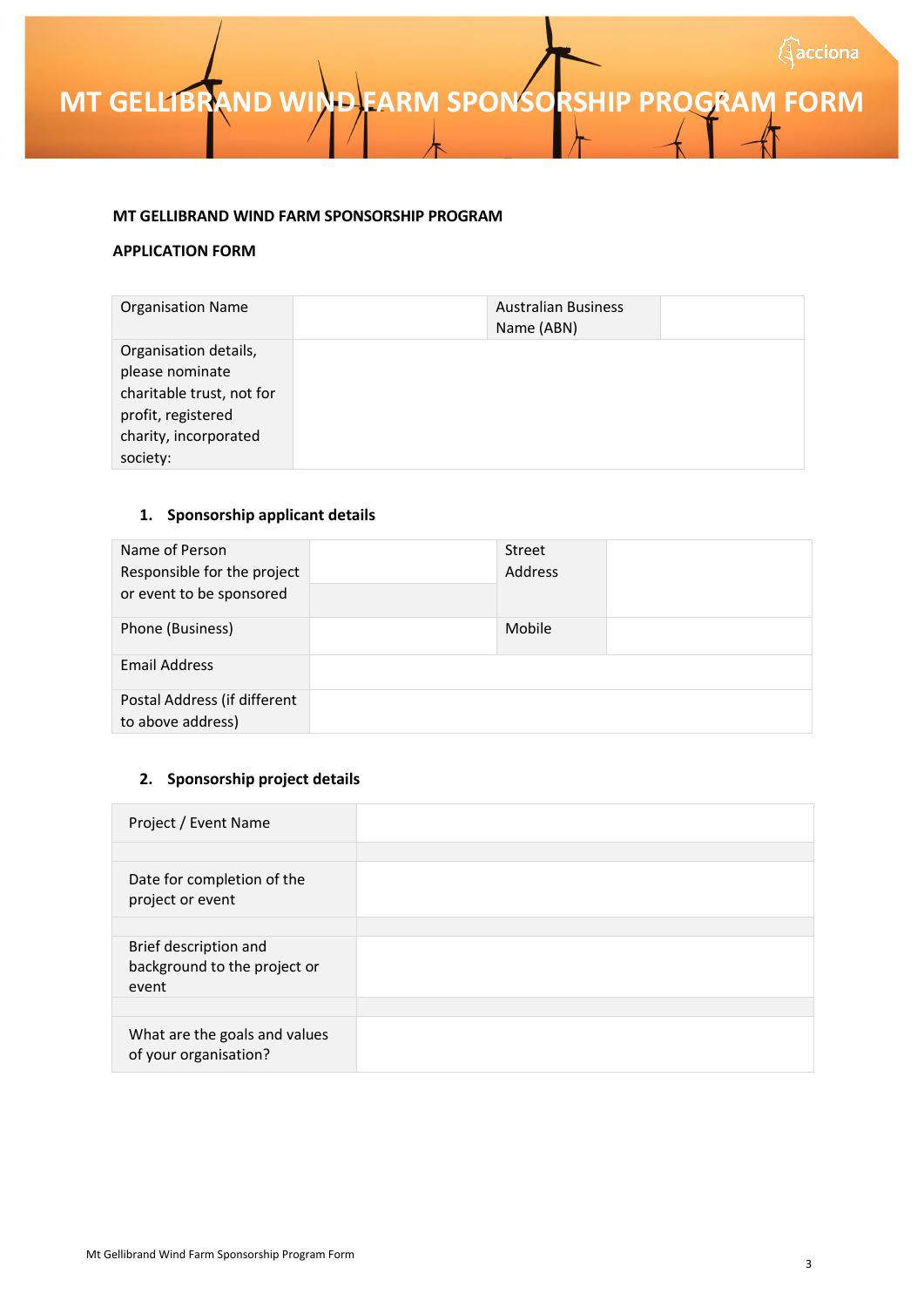# MT GELLIBRAND WIND FARM SPONSORSHIP PROGRAM FORM

**MT GELLIBRAND WIND FARM SPONSORSHIP PROGRAM**

**APPLICATION FORM**

| Organisation Name | | Australian Business Name (ABN) | |
|---|---|---|---|
| Organisation details, please nominate charitable trust, not for profit, registered charity, incorporated society: | | | |

## 1. Sponsorship applicant details

| Name of Person Responsible for the project or event to be sponsored | | Street Address | |
|---|---|---|---|
| Phone (Business) | | Mobile | |
| Email Address | | | |
| Postal Address (if different to above address) | | | |

## 2. Sponsorship project details

| Project / Event Name | |
|---|---|
| | |
| Date for completion of the project or event | |
| | |
| Brief description and background to the project or event | |
| | |
| What are the goals and values of your organisation? | |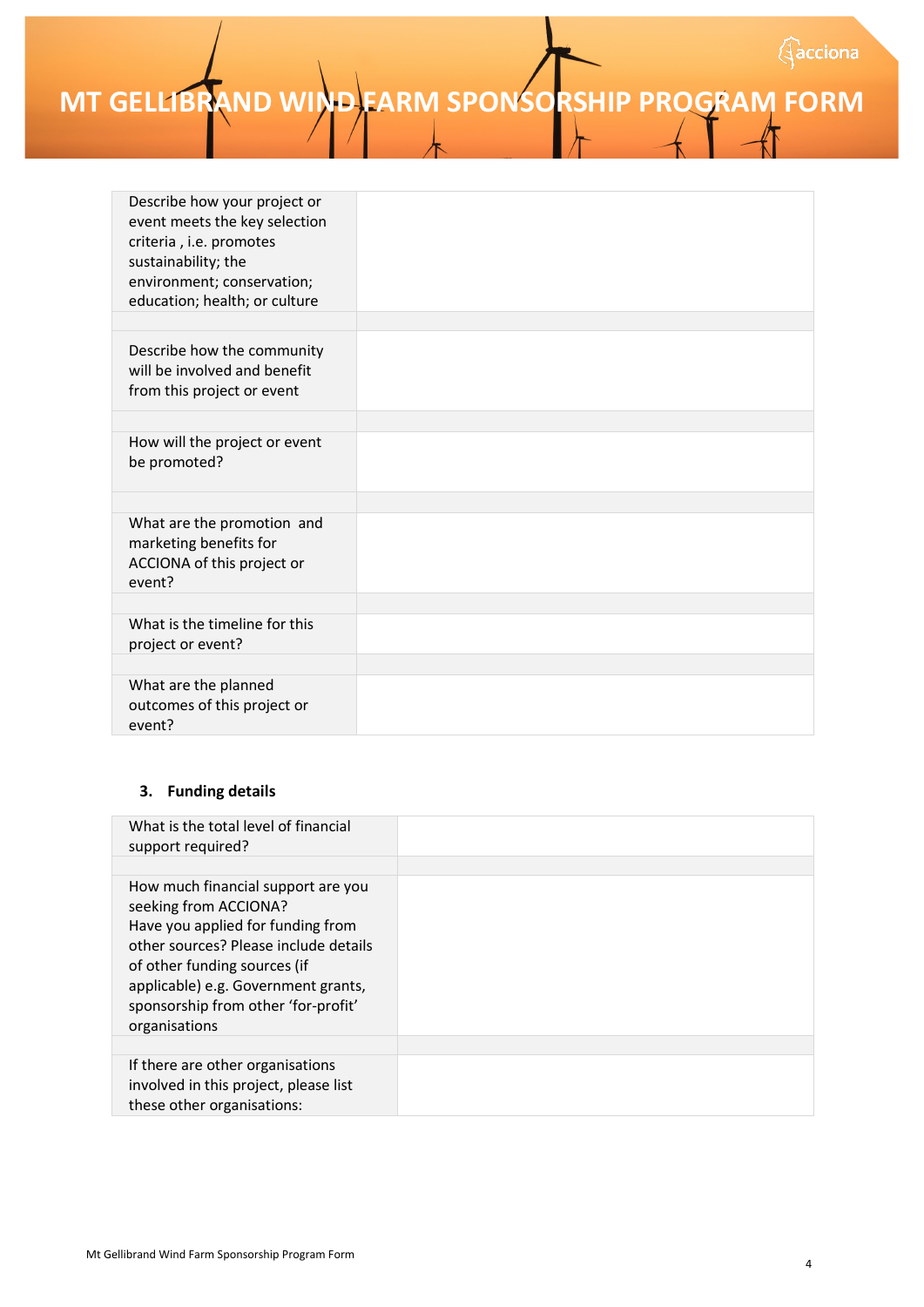# MT GELLIBRAND WIND FARM SPONSORSHIP PROGRAM FORM

| | |
|---|---|
| Describe how your project or event meets the key selection criteria , i.e. promotes sustainability; the environment; conservation; education; health; or culture | |
| | |
| Describe how the community will be involved and benefit from this project or event | |
| | |
| How will the project or event be promoted? | |
| | |
| What are the promotion and marketing benefits for ACCIONA of this project or event? | |
| | |
| What is the timeline for this project or event? | |
| | |
| What are the planned outcomes of this project or event? | |

### 3. Funding details

| | |
|---|---|
| What is the total level of financial support required? | |
| | |
| How much financial support are you seeking from ACCIONA?<br>Have you applied for funding from other sources? Please include details of other funding sources (if applicable) e.g. Government grants, sponsorship from other 'for-profit' organisations | |
| | |
| If there are other organisations involved in this project, please list these other organisations: | |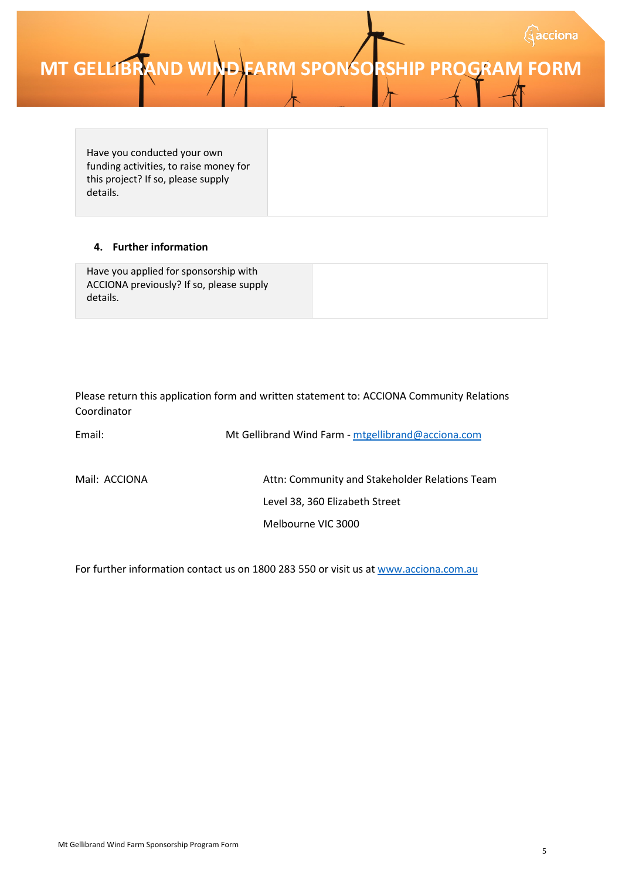| Have you conducted your own funding activities, to raise money for this project? If so, please supply details. | |
|---|---|

**4. Further information**

| Have you applied for sponsorship with ACCIONA previously? If so, please supply details. | |
|---|---|

Please return this application form and written statement to: ACCIONA Community Relations Coordinator

Email: Mt Gellibrand Wind Farm - mtgellibrand@acciona.com

Mail: ACCIONA
Attn: Community and Stakeholder Relations Team
Level 38, 360 Elizabeth Street
Melbourne VIC 3000

For further information contact us on 1800 283 550 or visit us at www.acciona.com.au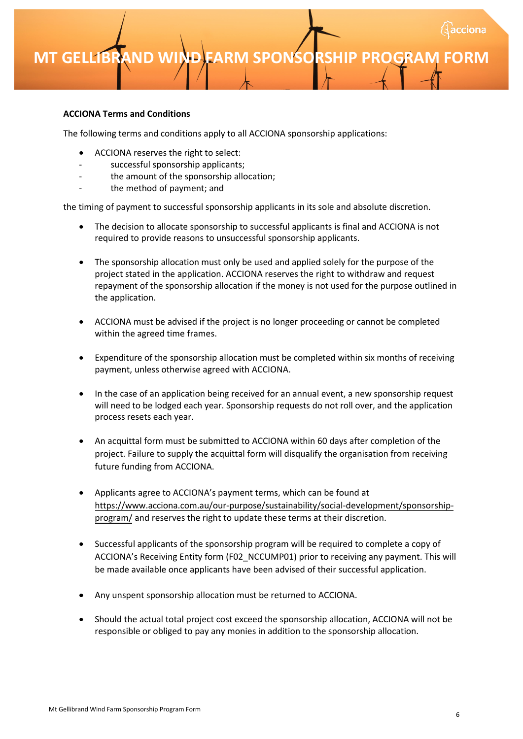# MT GELLIBRAND WIND FARM SPONSORSHIP PROGRAM FORM

**ACCIONA Terms and Conditions**

The following terms and conditions apply to all ACCIONA sponsorship applications:

- ACCIONA reserves the right to select:
  - successful sponsorship applicants;
  - the amount of the sponsorship allocation;
  - the method of payment; and

the timing of payment to successful sponsorship applicants in its sole and absolute discretion.

- The decision to allocate sponsorship to successful applicants is final and ACCIONA is not required to provide reasons to unsuccessful sponsorship applicants.

- The sponsorship allocation must only be used and applied solely for the purpose of the project stated in the application. ACCIONA reserves the right to withdraw and request repayment of the sponsorship allocation if the money is not used for the purpose outlined in the application.

- ACCIONA must be advised if the project is no longer proceeding or cannot be completed within the agreed time frames.

- Expenditure of the sponsorship allocation must be completed within six months of receiving payment, unless otherwise agreed with ACCIONA.

- In the case of an application being received for an annual event, a new sponsorship request will need to be lodged each year. Sponsorship requests do not roll over, and the application process resets each year.

- An acquittal form must be submitted to ACCIONA within 60 days after completion of the project. Failure to supply the acquittal form will disqualify the organisation from receiving future funding from ACCIONA.

- Applicants agree to ACCIONA's payment terms, which can be found at https://www.acciona.com.au/our-purpose/sustainability/social-development/sponsorship-program/ and reserves the right to update these terms at their discretion.

- Successful applicants of the sponsorship program will be required to complete a copy of ACCIONA's Receiving Entity form (F02_NCCUMP01) prior to receiving any payment. This will be made available once applicants have been advised of their successful application.

- Any unspent sponsorship allocation must be returned to ACCIONA.

- Should the actual total project cost exceed the sponsorship allocation, ACCIONA will not be responsible or obliged to pay any monies in addition to the sponsorship allocation.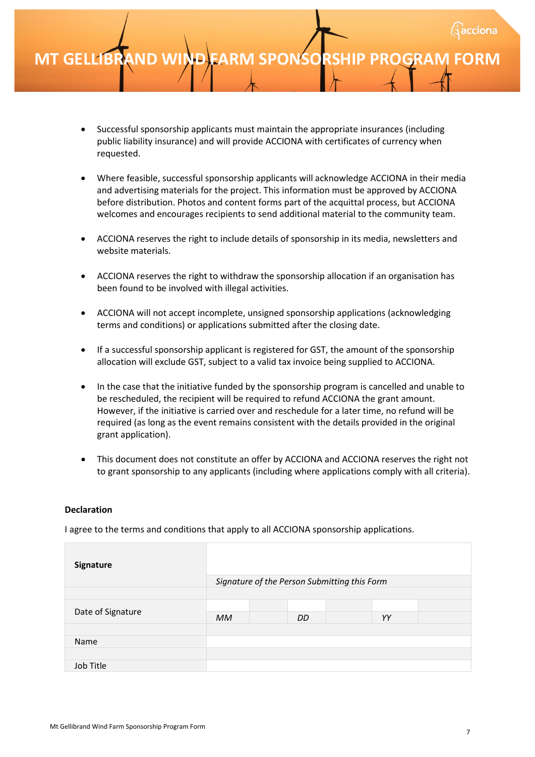# MT GELLIBRAND WIND FARM SPONSORSHIP PROGRAM FORM

- Successful sponsorship applicants must maintain the appropriate insurances (including public liability insurance) and will provide ACCIONA with certificates of currency when requested.
- Where feasible, successful sponsorship applicants will acknowledge ACCIONA in their media and advertising materials for the project. This information must be approved by ACCIONA before distribution. Photos and content forms part of the acquittal process, but ACCIONA welcomes and encourages recipients to send additional material to the community team.
- ACCIONA reserves the right to include details of sponsorship in its media, newsletters and website materials.
- ACCIONA reserves the right to withdraw the sponsorship allocation if an organisation has been found to be involved with illegal activities.
- ACCIONA will not accept incomplete, unsigned sponsorship applications (acknowledging terms and conditions) or applications submitted after the closing date.
- If a successful sponsorship applicant is registered for GST, the amount of the sponsorship allocation will exclude GST, subject to a valid tax invoice being supplied to ACCIONA.
- In the case that the initiative funded by the sponsorship program is cancelled and unable to be rescheduled, the recipient will be required to refund ACCIONA the grant amount. However, if the initiative is carried over and reschedule for a later time, no refund will be required (as long as the event remains consistent with the details provided in the original grant application).
- This document does not constitute an offer by ACCIONA and ACCIONA reserves the right not to grant sponsorship to any applicants (including where applications comply with all criteria).

**Declaration**

I agree to the terms and conditions that apply to all ACCIONA sponsorship applications.

| | | | | | | |
|---|---|---|---|---|---|---|
| **Signature** | *Signature of the Person Submitting this Form* | | | | | |
| Date of Signature | *MM* | | *DD* | | *YY* | |
| Name | | | | | | |
| Job Title | | | | | | |